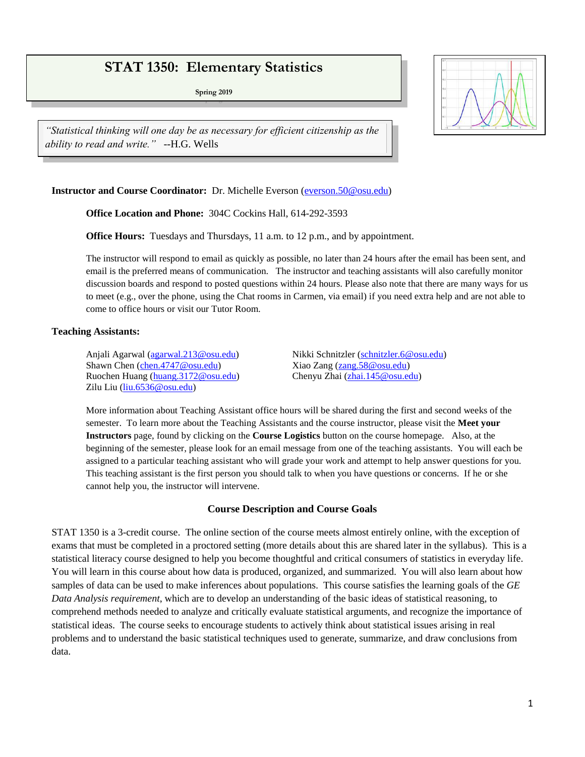# STAT 1350: Elementary Statistics

Spring 2019

> *"Statistical thinking will one day be as necessary for efficient citizenship as the ability to read and write."* --H.G. Wells

**Instructor and Course Coordinator:** Dr. Michelle Everson (everson.50@osu.edu)

**Office Location and Phone:** 304C Cockins Hall, 614-292-3593

**Office Hours:** Tuesdays and Thursdays, 11 a.m. to 12 p.m., and by appointment.

The instructor will respond to email as quickly as possible, no later than 24 hours after the email has been sent, and email is the preferred means of communication. The instructor and teaching assistants will also carefully monitor discussion boards and respond to posted questions within 24 hours. Please also note that there are many ways for us to meet (e.g., over the phone, using the Chat rooms in Carmen, via email) if you need extra help and are not able to come to office hours or visit our Tutor Room.

**Teaching Assistants:**

Anjali Agarwal (agarwal.213@osu.edu)
Shawn Chen (chen.4747@osu.edu)
Ruochen Huang (huang.3172@osu.edu)
Zilu Liu (liu.6536@osu.edu)
Nikki Schnitzler (schnitzler.6@osu.edu)
Xiao Zang (zang.58@osu.edu)
Chenyu Zhai (zhai.145@osu.edu)

More information about Teaching Assistant office hours will be shared during the first and second weeks of the semester. To learn more about the Teaching Assistants and the course instructor, please visit the **Meet your Instructors** page, found by clicking on the **Course Logistics** button on the course homepage. Also, at the beginning of the semester, please look for an email message from one of the teaching assistants. You will each be assigned to a particular teaching assistant who will grade your work and attempt to help answer questions for you. This teaching assistant is the first person you should talk to when you have questions or concerns. If he or she cannot help you, the instructor will intervene.

## Course Description and Course Goals

STAT 1350 is a 3-credit course. The online section of the course meets almost entirely online, with the exception of exams that must be completed in a proctored setting (more details about this are shared later in the syllabus). This is a statistical literacy course designed to help you become thoughtful and critical consumers of statistics in everyday life. You will learn in this course about how data is produced, organized, and summarized. You will also learn about how samples of data can be used to make inferences about populations. This course satisfies the learning goals of the *GE Data Analysis requirement*, which are to develop an understanding of the basic ideas of statistical reasoning, to comprehend methods needed to analyze and critically evaluate statistical arguments, and recognize the importance of statistical ideas. The course seeks to encourage students to actively think about statistical issues arising in real problems and to understand the basic statistical techniques used to generate, summarize, and draw conclusions from data.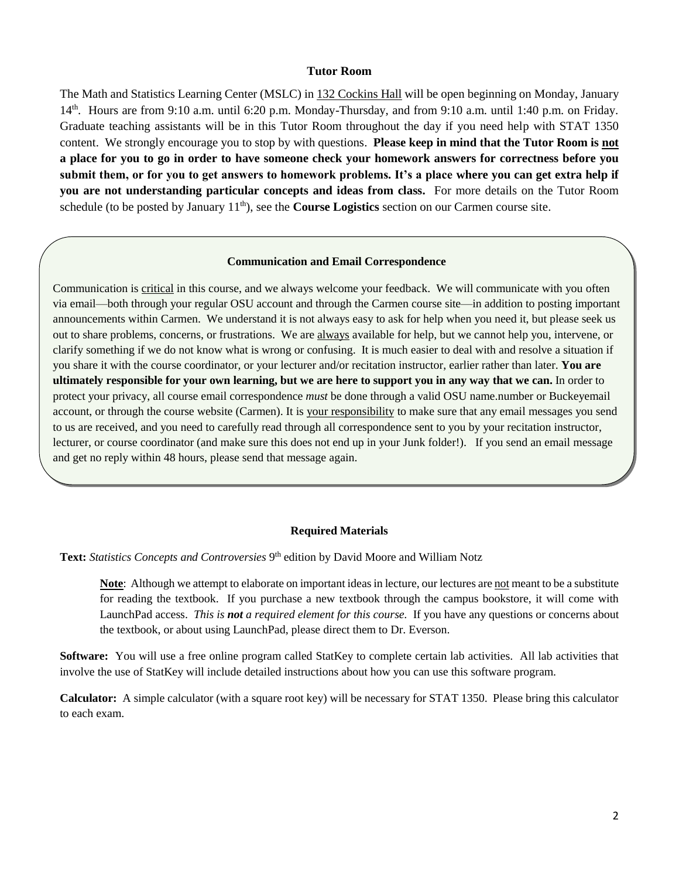### Tutor Room

The Math and Statistics Learning Center (MSLC) in 132 Cockins Hall will be open beginning on Monday, January 14th. Hours are from 9:10 a.m. until 6:20 p.m. Monday-Thursday, and from 9:10 a.m. until 1:40 p.m. on Friday. Graduate teaching assistants will be in this Tutor Room throughout the day if you need help with STAT 1350 content. We strongly encourage you to stop by with questions. **Please keep in mind that the Tutor Room is not a place for you to go in order to have someone check your homework answers for correctness before you submit them, or for you to get answers to homework problems. It's a place where you can get extra help if you are not understanding particular concepts and ideas from class.** For more details on the Tutor Room schedule (to be posted by January 11th), see the **Course Logistics** section on our Carmen course site.

### Communication and Email Correspondence

Communication is critical in this course, and we always welcome your feedback. We will communicate with you often via email—both through your regular OSU account and through the Carmen course site—in addition to posting important announcements within Carmen. We understand it is not always easy to ask for help when you need it, but please seek us out to share problems, concerns, or frustrations. We are always available for help, but we cannot help you, intervene, or clarify something if we do not know what is wrong or confusing. It is much easier to deal with and resolve a situation if you share it with the course coordinator, or your lecturer and/or recitation instructor, earlier rather than later. **You are ultimately responsible for your own learning, but we are here to support you in any way that we can.** In order to protect your privacy, all course email correspondence *must* be done through a valid OSU name.number or Buckeyemail account, or through the course website (Carmen). It is your responsibility to make sure that any email messages you send to us are received, and you need to carefully read through all correspondence sent to you by your recitation instructor, lecturer, or course coordinator (and make sure this does not end up in your Junk folder!). If you send an email message and get no reply within 48 hours, please send that message again.

### Required Materials

**Text:** *Statistics Concepts and Controversies* 9th edition by David Moore and William Notz

> **Note**: Although we attempt to elaborate on important ideas in lecture, our lectures are not meant to be a substitute for reading the textbook. If you purchase a new textbook through the campus bookstore, it will come with LaunchPad access. *This is **not** a required element for this course.* If you have any questions or concerns about the textbook, or about using LaunchPad, please direct them to Dr. Everson.

**Software:** You will use a free online program called StatKey to complete certain lab activities. All lab activities that involve the use of StatKey will include detailed instructions about how you can use this software program.

**Calculator:** A simple calculator (with a square root key) will be necessary for STAT 1350. Please bring this calculator to each exam.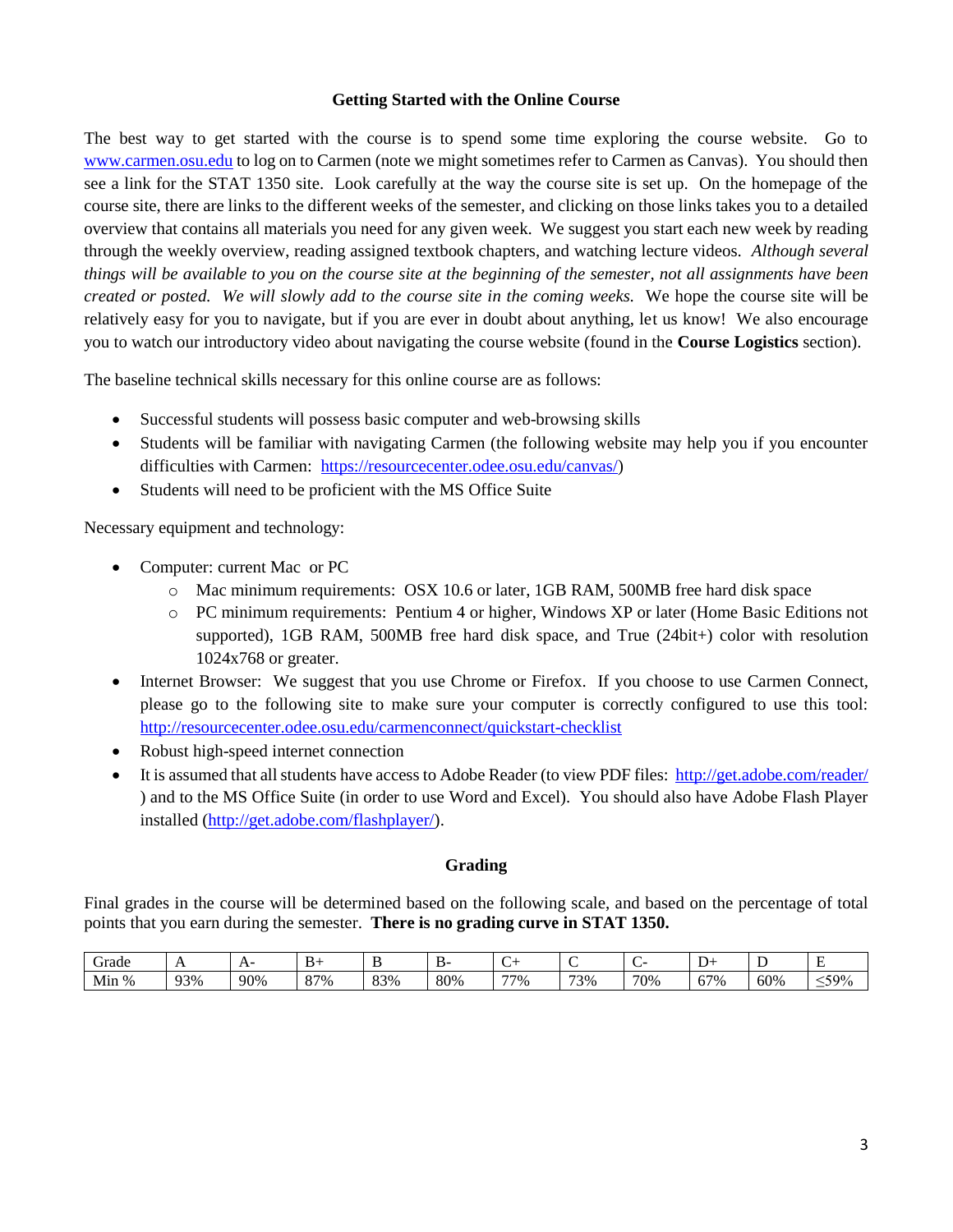## Getting Started with the Online Course

The best way to get started with the course is to spend some time exploring the course website. Go to [www.carmen.osu.edu](www.carmen.osu.edu) to log on to Carmen (note we might sometimes refer to Carmen as Canvas). You should then see a link for the STAT 1350 site. Look carefully at the way the course site is set up. On the homepage of the course site, there are links to the different weeks of the semester, and clicking on those links takes you to a detailed overview that contains all materials you need for any given week. We suggest you start each new week by reading through the weekly overview, reading assigned textbook chapters, and watching lecture videos. *Although several things will be available to you on the course site at the beginning of the semester, not all assignments have been created or posted. We will slowly add to the course site in the coming weeks.* We hope the course site will be relatively easy for you to navigate, but if you are ever in doubt about anything, let us know! We also encourage you to watch our introductory video about navigating the course website (found in the **Course Logistics** section).

The baseline technical skills necessary for this online course are as follows:

- Successful students will possess basic computer and web-browsing skills
- Students will be familiar with navigating Carmen (the following website may help you if you encounter difficulties with Carmen: [https://resourcecenter.odee.osu.edu/canvas/](https://resourcecenter.odee.osu.edu/canvas/))
- Students will need to be proficient with the MS Office Suite

Necessary equipment and technology:

- Computer: current Mac or PC
  - Mac minimum requirements: OSX 10.6 or later, 1GB RAM, 500MB free hard disk space
  - PC minimum requirements: Pentium 4 or higher, Windows XP or later (Home Basic Editions not supported), 1GB RAM, 500MB free hard disk space, and True (24bit+) color with resolution 1024x768 or greater.
- Internet Browser: We suggest that you use Chrome or Firefox. If you choose to use Carmen Connect, please go to the following site to make sure your computer is correctly configured to use this tool: [http://resourcecenter.odee.osu.edu/carmenconnect/quickstart-checklist](http://resourcecenter.odee.osu.edu/carmenconnect/quickstart-checklist)
- Robust high-speed internet connection
- It is assumed that all students have access to Adobe Reader (to view PDF files: [http://get.adobe.com/reader/](http://get.adobe.com/reader/) ) and to the MS Office Suite (in order to use Word and Excel). You should also have Adobe Flash Player installed ([http://get.adobe.com/flashplayer/](http://get.adobe.com/flashplayer/)).

## Grading

Final grades in the course will be determined based on the following scale, and based on the percentage of total points that you earn during the semester. **There is no grading curve in STAT 1350.**

| Grade | A | A- | B+ | B | B- | C+ | C | C- | D+ | D | E |
|---|---|---|---|---|---|---|---|---|---|---|---|
| Min % | 93% | 90% | 87% | 83% | 80% | 77% | 73% | 70% | 67% | 60% | ≤59% |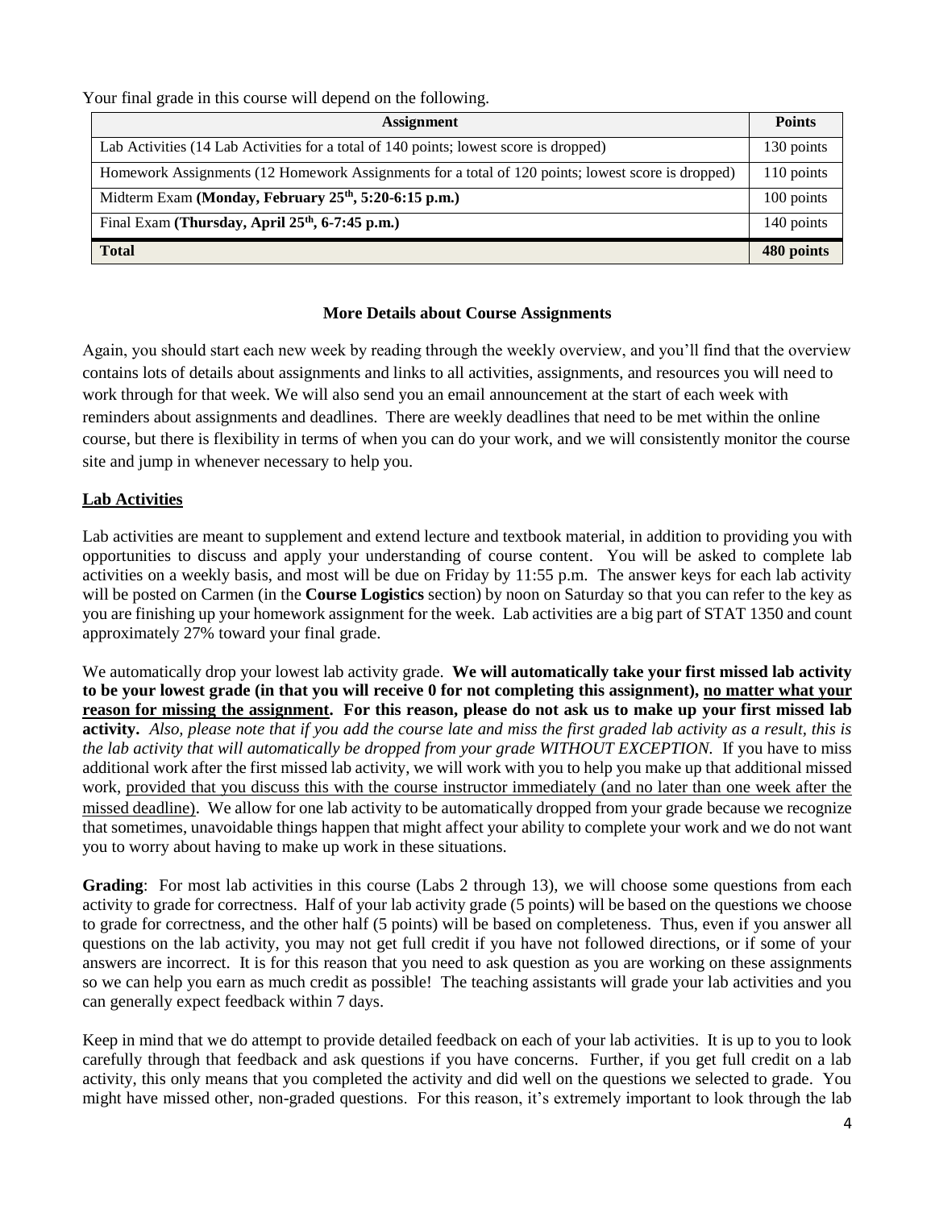Your final grade in this course will depend on the following.

| Assignment | Points |
| --- | --- |
| Lab Activities (14 Lab Activities for a total of 140 points; lowest score is dropped) | 130 points |
| Homework Assignments (12 Homework Assignments for a total of 120 points; lowest score is dropped) | 110 points |
| Midterm Exam **(Monday, February 25th, 5:20-6:15 p.m.)** | 100 points |
| Final Exam **(Thursday, April 25th, 6-7:45 p.m.)** | 140 points |
| **Total** | **480 points** |

### More Details about Course Assignments

Again, you should start each new week by reading through the weekly overview, and you'll find that the overview contains lots of details about assignments and links to all activities, assignments, and resources you will need to work through for that week. We will also send you an email announcement at the start of each week with reminders about assignments and deadlines. There are weekly deadlines that need to be met within the online course, but there is flexibility in terms of when you can do your work, and we will consistently monitor the course site and jump in whenever necessary to help you.

**Lab Activities**

Lab activities are meant to supplement and extend lecture and textbook material, in addition to providing you with opportunities to discuss and apply your understanding of course content. You will be asked to complete lab activities on a weekly basis, and most will be due on Friday by 11:55 p.m. The answer keys for each lab activity will be posted on Carmen (in the **Course Logistics** section) by noon on Saturday so that you can refer to the key as you are finishing up your homework assignment for the week. Lab activities are a big part of STAT 1350 and count approximately 27% toward your final grade.

We automatically drop your lowest lab activity grade. **We will automatically take your first missed lab activity to be your lowest grade (in that you will receive 0 for not completing this assignment), no matter what your reason for missing the assignment. For this reason, please do not ask us to make up your first missed lab activity.** *Also, please note that if you add the course late and miss the first graded lab activity as a result, this is the lab activity that will automatically be dropped from your grade WITHOUT EXCEPTION.* If you have to miss additional work after the first missed lab activity, we will work with you to help you make up that additional missed work, provided that you discuss this with the course instructor immediately (and no later than one week after the missed deadline). We allow for one lab activity to be automatically dropped from your grade because we recognize that sometimes, unavoidable things happen that might affect your ability to complete your work and we do not want you to worry about having to make up work in these situations.

**Grading**: For most lab activities in this course (Labs 2 through 13), we will choose some questions from each activity to grade for correctness. Half of your lab activity grade (5 points) will be based on the questions we choose to grade for correctness, and the other half (5 points) will be based on completeness. Thus, even if you answer all questions on the lab activity, you may not get full credit if you have not followed directions, or if some of your answers are incorrect. It is for this reason that you need to ask question as you are working on these assignments so we can help you earn as much credit as possible! The teaching assistants will grade your lab activities and you can generally expect feedback within 7 days.

Keep in mind that we do attempt to provide detailed feedback on each of your lab activities. It is up to you to look carefully through that feedback and ask questions if you have concerns. Further, if you get full credit on a lab activity, this only means that you completed the activity and did well on the questions we selected to grade. You might have missed other, non-graded questions. For this reason, it's extremely important to look through the lab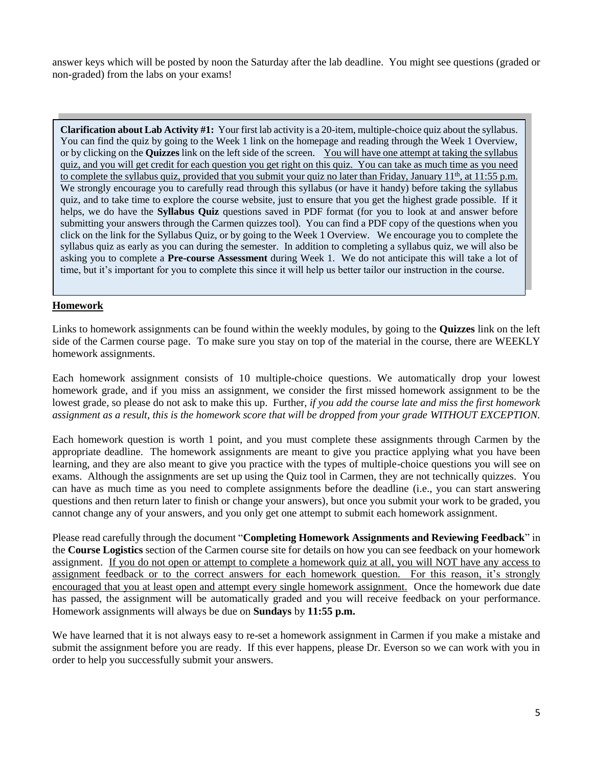answer keys which will be posted by noon the Saturday after the lab deadline. You might see questions (graded or non-graded) from the labs on your exams!

> **Clarification about Lab Activity #1:** Your first lab activity is a 20-item, multiple-choice quiz about the syllabus. You can find the quiz by going to the Week 1 link on the homepage and reading through the Week 1 Overview, or by clicking on the **Quizzes** link on the left side of the screen. <u>You will have one attempt at taking the syllabus quiz, and you will get credit for each question you get right on this quiz. You can take as much time as you need to complete the syllabus quiz, provided that you submit your quiz no later than Friday, January 11th, at 11:55 p.m.</u> We strongly encourage you to carefully read through this syllabus (or have it handy) before taking the syllabus quiz, and to take time to explore the course website, just to ensure that you get the highest grade possible. If it helps, we do have the **Syllabus Quiz** questions saved in PDF format (for you to look at and answer before submitting your answers through the Carmen quizzes tool). You can find a PDF copy of the questions when you click on the link for the Syllabus Quiz, or by going to the Week 1 Overview. We encourage you to complete the syllabus quiz as early as you can during the semester. In addition to completing a syllabus quiz, we will also be asking you to complete a **Pre-course Assessment** during Week 1. We do not anticipate this will take a lot of time, but it's important for you to complete this since it will help us better tailor our instruction in the course.

**<u>Homework</u>**

Links to homework assignments can be found within the weekly modules, by going to the **Quizzes** link on the left side of the Carmen course page. To make sure you stay on top of the material in the course, there are WEEKLY homework assignments.

Each homework assignment consists of 10 multiple-choice questions. We automatically drop your lowest homework grade, and if you miss an assignment, we consider the first missed homework assignment to be the lowest grade, so please do not ask to make this up. Further, *if you add the course late and miss the first homework assignment as a result, this is the homework score that will be dropped from your grade WITHOUT EXCEPTION.*

Each homework question is worth 1 point, and you must complete these assignments through Carmen by the appropriate deadline. The homework assignments are meant to give you practice applying what you have been learning, and they are also meant to give you practice with the types of multiple-choice questions you will see on exams. Although the assignments are set up using the Quiz tool in Carmen, they are not technically quizzes. You can have as much time as you need to complete assignments before the deadline (i.e., you can start answering questions and then return later to finish or change your answers), but once you submit your work to be graded, you cannot change any of your answers, and you only get one attempt to submit each homework assignment.

Please read carefully through the document "**Completing Homework Assignments and Reviewing Feedback**" in the **Course Logistics** section of the Carmen course site for details on how you can see feedback on your homework assignment. <u>If you do not open or attempt to complete a homework quiz at all, you will NOT have any access to assignment feedback or to the correct answers for each homework question. For this reason, it's strongly encouraged that you at least open and attempt every single homework assignment.</u> Once the homework due date has passed, the assignment will be automatically graded and you will receive feedback on your performance. Homework assignments will always be due on **Sundays** by **11:55 p.m.**

We have learned that it is not always easy to re-set a homework assignment in Carmen if you make a mistake and submit the assignment before you are ready. If this ever happens, please Dr. Everson so we can work with you in order to help you successfully submit your answers.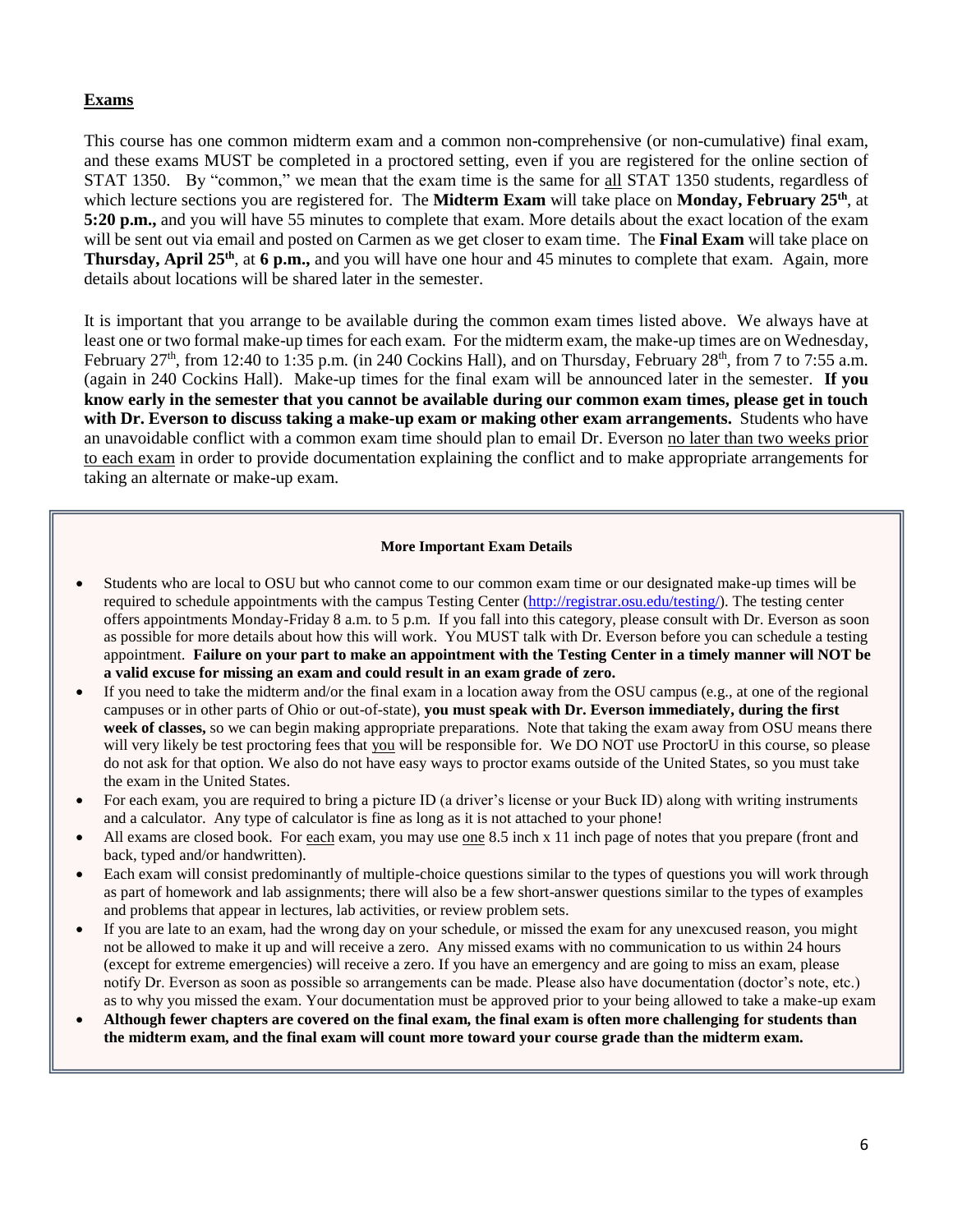## Exams

This course has one common midterm exam and a common non-comprehensive (or non-cumulative) final exam, and these exams MUST be completed in a proctored setting, even if you are registered for the online section of STAT 1350. By "common," we mean that the exam time is the same for all STAT 1350 students, regardless of which lecture sections you are registered for. The **Midterm Exam** will take place on **Monday, February 25th**, at **5:20 p.m.,** and you will have 55 minutes to complete that exam. More details about the exact location of the exam will be sent out via email and posted on Carmen as we get closer to exam time. The **Final Exam** will take place on **Thursday, April 25th**, at **6 p.m.,** and you will have one hour and 45 minutes to complete that exam. Again, more details about locations will be shared later in the semester.

It is important that you arrange to be available during the common exam times listed above. We always have at least one or two formal make-up times for each exam. For the midterm exam, the make-up times are on Wednesday, February 27th, from 12:40 to 1:35 p.m. (in 240 Cockins Hall), and on Thursday, February 28th, from 7 to 7:55 a.m. (again in 240 Cockins Hall). Make-up times for the final exam will be announced later in the semester. **If you know early in the semester that you cannot be available during our common exam times, please get in touch with Dr. Everson to discuss taking a make-up exam or making other exam arrangements.** Students who have an unavoidable conflict with a common exam time should plan to email Dr. Everson no later than two weeks prior to each exam in order to provide documentation explaining the conflict and to make appropriate arrangements for taking an alternate or make-up exam.

**More Important Exam Details**

- Students who are local to OSU but who cannot come to our common exam time or our designated make-up times will be required to schedule appointments with the campus Testing Center (http://registrar.osu.edu/testing/). The testing center offers appointments Monday-Friday 8 a.m. to 5 p.m. If you fall into this category, please consult with Dr. Everson as soon as possible for more details about how this will work. You MUST talk with Dr. Everson before you can schedule a testing appointment. **Failure on your part to make an appointment with the Testing Center in a timely manner will NOT be a valid excuse for missing an exam and could result in an exam grade of zero.**
- If you need to take the midterm and/or the final exam in a location away from the OSU campus (e.g., at one of the regional campuses or in other parts of Ohio or out-of-state), **you must speak with Dr. Everson immediately, during the first week of classes,** so we can begin making appropriate preparations. Note that taking the exam away from OSU means there will very likely be test proctoring fees that you will be responsible for. We DO NOT use ProctorU in this course, so please do not ask for that option. We also do not have easy ways to proctor exams outside of the United States, so you must take the exam in the United States.
- For each exam, you are required to bring a picture ID (a driver's license or your Buck ID) along with writing instruments and a calculator. Any type of calculator is fine as long as it is not attached to your phone!
- All exams are closed book. For each exam, you may use one 8.5 inch x 11 inch page of notes that you prepare (front and back, typed and/or handwritten).
- Each exam will consist predominantly of multiple-choice questions similar to the types of questions you will work through as part of homework and lab assignments; there will also be a few short-answer questions similar to the types of examples and problems that appear in lectures, lab activities, or review problem sets.
- If you are late to an exam, had the wrong day on your schedule, or missed the exam for any unexcused reason, you might not be allowed to make it up and will receive a zero. Any missed exams with no communication to us within 24 hours (except for extreme emergencies) will receive a zero. If you have an emergency and are going to miss an exam, please notify Dr. Everson as soon as possible so arrangements can be made. Please also have documentation (doctor's note, etc.) as to why you missed the exam. Your documentation must be approved prior to your being allowed to take a make-up exam
- **Although fewer chapters are covered on the final exam, the final exam is often more challenging for students than the midterm exam, and the final exam will count more toward your course grade than the midterm exam.**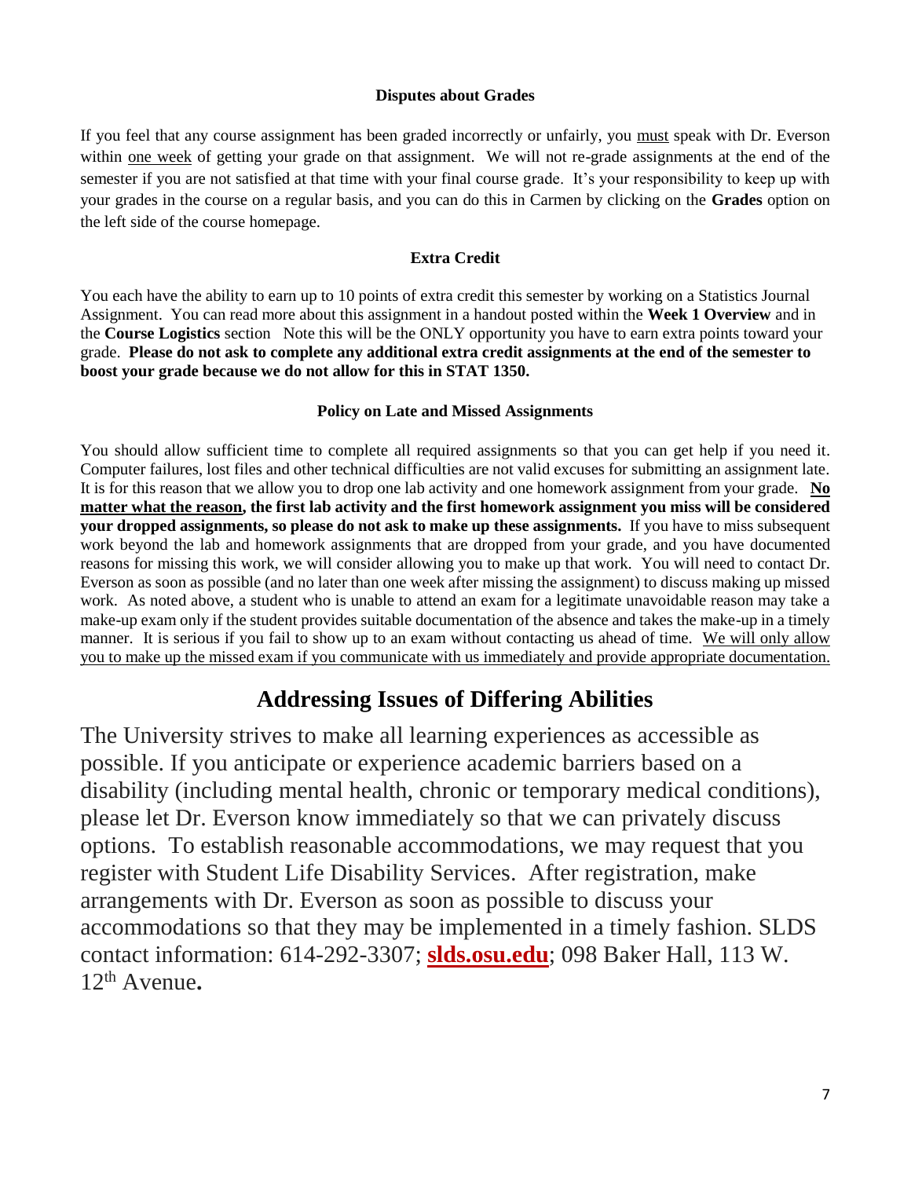### Disputes about Grades

If you feel that any course assignment has been graded incorrectly or unfairly, you must speak with Dr. Everson within one week of getting your grade on that assignment. We will not re-grade assignments at the end of the semester if you are not satisfied at that time with your final course grade. It's your responsibility to keep up with your grades in the course on a regular basis, and you can do this in Carmen by clicking on the **Grades** option on the left side of the course homepage.

### Extra Credit

You each have the ability to earn up to 10 points of extra credit this semester by working on a Statistics Journal Assignment. You can read more about this assignment in a handout posted within the **Week 1 Overview** and in the **Course Logistics** section Note this will be the ONLY opportunity you have to earn extra points toward your grade. **Please do not ask to complete any additional extra credit assignments at the end of the semester to boost your grade because we do not allow for this in STAT 1350.**

### Policy on Late and Missed Assignments

You should allow sufficient time to complete all required assignments so that you can get help if you need it. Computer failures, lost files and other technical difficulties are not valid excuses for submitting an assignment late. It is for this reason that we allow you to drop one lab activity and one homework assignment from your grade. **No matter what the reason, the first lab activity and the first homework assignment you miss will be considered your dropped assignments, so please do not ask to make up these assignments.** If you have to miss subsequent work beyond the lab and homework assignments that are dropped from your grade, and you have documented reasons for missing this work, we will consider allowing you to make up that work. You will need to contact Dr. Everson as soon as possible (and no later than one week after missing the assignment) to discuss making up missed work. As noted above, a student who is unable to attend an exam for a legitimate unavoidable reason may take a make-up exam only if the student provides suitable documentation of the absence and takes the make-up in a timely manner. It is serious if you fail to show up to an exam without contacting us ahead of time. We will only allow you to make up the missed exam if you communicate with us immediately and provide appropriate documentation.

## Addressing Issues of Differing Abilities

The University strives to make all learning experiences as accessible as possible. If you anticipate or experience academic barriers based on a disability (including mental health, chronic or temporary medical conditions), please let Dr. Everson know immediately so that we can privately discuss options. To establish reasonable accommodations, we may request that you register with Student Life Disability Services. After registration, make arrangements with Dr. Everson as soon as possible to discuss your accommodations so that they may be implemented in a timely fashion. SLDS contact information: 614-292-3307; **slds.osu.edu**; 098 Baker Hall, 113 W. 12th Avenue.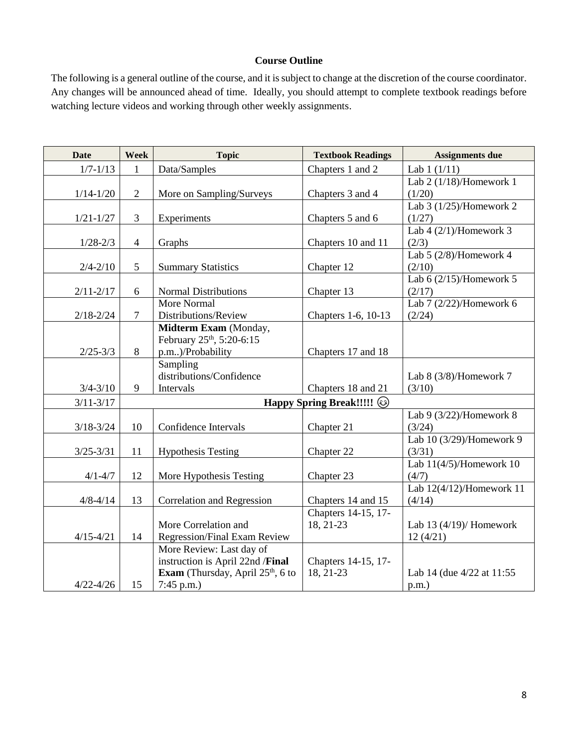**Course Outline**

The following is a general outline of the course, and it is subject to change at the discretion of the course coordinator. Any changes will be announced ahead of time. Ideally, you should attempt to complete textbook readings before watching lecture videos and working through other weekly assignments.

| Date | Week | Topic | Textbook Readings | Assignments due |
|---|---|---|---|---|
| 1/7-1/13 | 1 | Data/Samples | Chapters 1 and 2 | Lab 1 (1/11) |
| 1/14-1/20 | 2 | More on Sampling/Surveys | Chapters 3 and 4 | Lab 2 (1/18)/Homework 1 (1/20) |
| 1/21-1/27 | 3 | Experiments | Chapters 5 and 6 | Lab 3 (1/25)/Homework 2 (1/27) |
| 1/28-2/3 | 4 | Graphs | Chapters 10 and 11 | Lab 4 (2/1)/Homework 3 (2/3) |
| 2/4-2/10 | 5 | Summary Statistics | Chapter 12 | Lab 5 (2/8)/Homework 4 (2/10) |
| 2/11-2/17 | 6 | Normal Distributions | Chapter 13 | Lab 6 (2/15)/Homework 5 (2/17) |
| 2/18-2/24 | 7 | More Normal Distributions/Review | Chapters 1-6, 10-13 | Lab 7 (2/22)/Homework 6 (2/24) |
| 2/25-3/3 | 8 | **Midterm Exam** (Monday, February 25th, 5:20-6:15 p.m..)/Probability | Chapters 17 and 18 | |
| 3/4-3/10 | 9 | Sampling distributions/Confidence Intervals | Chapters 18 and 21 | Lab 8 (3/8)/Homework 7 (3/10) |
| 3/11-3/17 | **Happy Spring Break!!!!! ☺** | | | |
| 3/18-3/24 | 10 | Confidence Intervals | Chapter 21 | Lab 9 (3/22)/Homework 8 (3/24) |
| 3/25-3/31 | 11 | Hypothesis Testing | Chapter 22 | Lab 10 (3/29)/Homework 9 (3/31) |
| 4/1-4/7 | 12 | More Hypothesis Testing | Chapter 23 | Lab 11(4/5)/Homework 10 (4/7) |
| 4/8-4/14 | 13 | Correlation and Regression | Chapters 14 and 15 | Lab 12(4/12)/Homework 11 (4/14) |
| 4/15-4/21 | 14 | More Correlation and Regression/Final Exam Review | Chapters 14-15, 17-18, 21-23 | Lab 13 (4/19)/ Homework 12 (4/21) |
| 4/22-4/26 | 15 | More Review: Last day of instruction is April 22nd /**Final Exam** (Thursday, April 25th, 6 to 7:45 p.m.) | Chapters 14-15, 17-18, 21-23 | Lab 14 (due 4/22 at 11:55 p.m.) |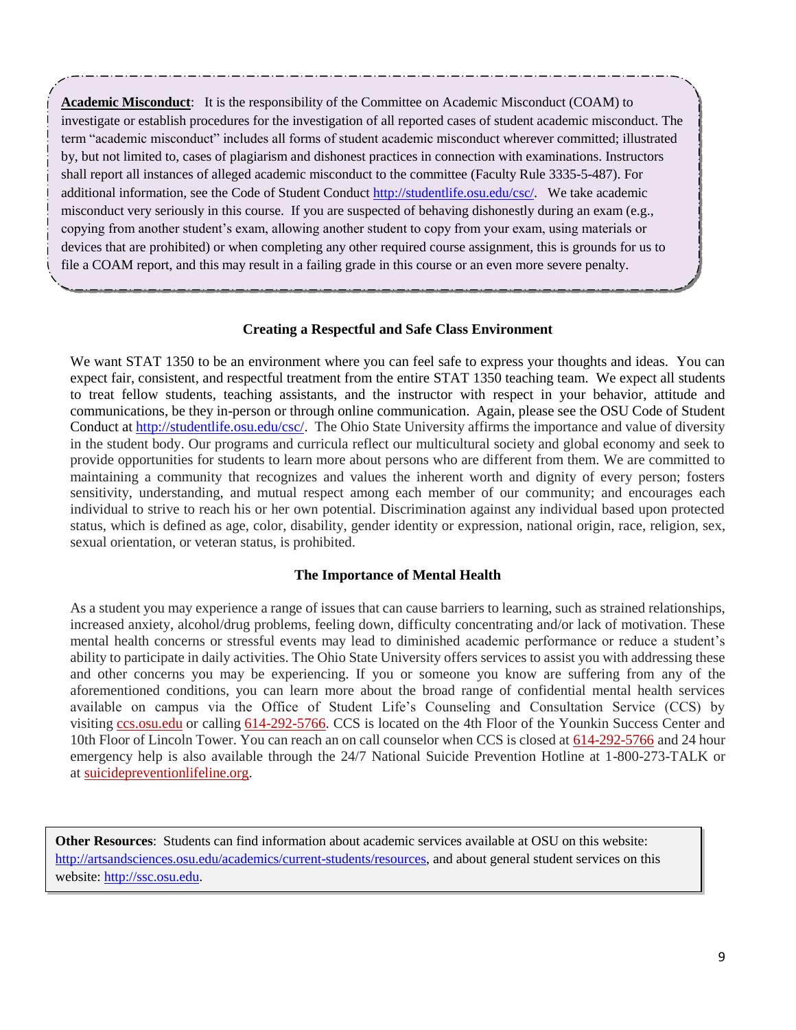**Academic Misconduct**: It is the responsibility of the Committee on Academic Misconduct (COAM) to investigate or establish procedures for the investigation of all reported cases of student academic misconduct. The term "academic misconduct" includes all forms of student academic misconduct wherever committed; illustrated by, but not limited to, cases of plagiarism and dishonest practices in connection with examinations. Instructors shall report all instances of alleged academic misconduct to the committee (Faculty Rule 3335-5-487). For additional information, see the Code of Student Conduct http://studentlife.osu.edu/csc/. We take academic misconduct very seriously in this course. If you are suspected of behaving dishonestly during an exam (e.g., copying from another student's exam, allowing another student to copy from your exam, using materials or devices that are prohibited) or when completing any other required course assignment, this is grounds for us to file a COAM report, and this may result in a failing grade in this course or an even more severe penalty.

### Creating a Respectful and Safe Class Environment

We want STAT 1350 to be an environment where you can feel safe to express your thoughts and ideas. You can expect fair, consistent, and respectful treatment from the entire STAT 1350 teaching team. We expect all students to treat fellow students, teaching assistants, and the instructor with respect in your behavior, attitude and communications, be they in-person or through online communication. Again, please see the OSU Code of Student Conduct at http://studentlife.osu.edu/csc/. The Ohio State University affirms the importance and value of diversity in the student body. Our programs and curricula reflect our multicultural society and global economy and seek to provide opportunities for students to learn more about persons who are different from them. We are committed to maintaining a community that recognizes and values the inherent worth and dignity of every person; fosters sensitivity, understanding, and mutual respect among each member of our community; and encourages each individual to strive to reach his or her own potential. Discrimination against any individual based upon protected status, which is defined as age, color, disability, gender identity or expression, national origin, race, religion, sex, sexual orientation, or veteran status, is prohibited.

### The Importance of Mental Health

As a student you may experience a range of issues that can cause barriers to learning, such as strained relationships, increased anxiety, alcohol/drug problems, feeling down, difficulty concentrating and/or lack of motivation. These mental health concerns or stressful events may lead to diminished academic performance or reduce a student's ability to participate in daily activities. The Ohio State University offers services to assist you with addressing these and other concerns you may be experiencing. If you or someone you know are suffering from any of the aforementioned conditions, you can learn more about the broad range of confidential mental health services available on campus via the Office of Student Life's Counseling and Consultation Service (CCS) by visiting ccs.osu.edu or calling 614-292-5766. CCS is located on the 4th Floor of the Younkin Success Center and 10th Floor of Lincoln Tower. You can reach an on call counselor when CCS is closed at 614-292-5766 and 24 hour emergency help is also available through the 24/7 National Suicide Prevention Hotline at 1-800-273-TALK or at suicidepreventionlifeline.org.

**Other Resources**: Students can find information about academic services available at OSU on this website: http://artsandsciences.osu.edu/academics/current-students/resources, and about general student services on this website: http://ssc.osu.edu.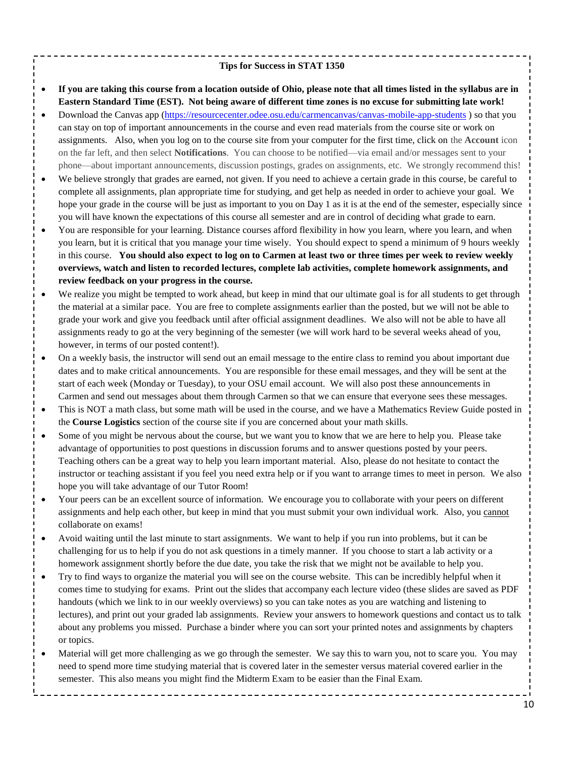**Tips for Success in STAT 1350**

- **If you are taking this course from a location outside of Ohio, please note that all times listed in the syllabus are in Eastern Standard Time (EST). Not being aware of different time zones is no excuse for submitting late work!**
- Download the Canvas app (https://resourcecenter.odee.osu.edu/carmencanvas/canvas-mobile-app-students ) so that you can stay on top of important announcements in the course and even read materials from the course site or work on assignments. Also, when you log on to the course site from your computer for the first time, click on the **Account** icon on the far left, and then select **Notifications**. You can choose to be notified—via email and/or messages sent to your phone—about important announcements, discussion postings, grades on assignments, etc. We strongly recommend this!
- We believe strongly that grades are earned, not given. If you need to achieve a certain grade in this course, be careful to complete all assignments, plan appropriate time for studying, and get help as needed in order to achieve your goal. We hope your grade in the course will be just as important to you on Day 1 as it is at the end of the semester, especially since you will have known the expectations of this course all semester and are in control of deciding what grade to earn.
- You are responsible for your learning. Distance courses afford flexibility in how you learn, where you learn, and when you learn, but it is critical that you manage your time wisely. You should expect to spend a minimum of 9 hours weekly in this course. **You should also expect to log on to Carmen at least two or three times per week to review weekly overviews, watch and listen to recorded lectures, complete lab activities, complete homework assignments, and review feedback on your progress in the course.**
- We realize you might be tempted to work ahead, but keep in mind that our ultimate goal is for all students to get through the material at a similar pace. You are free to complete assignments earlier than the posted, but we will not be able to grade your work and give you feedback until after official assignment deadlines. We also will not be able to have all assignments ready to go at the very beginning of the semester (we will work hard to be several weeks ahead of you, however, in terms of our posted content!).
- On a weekly basis, the instructor will send out an email message to the entire class to remind you about important due dates and to make critical announcements. You are responsible for these email messages, and they will be sent at the start of each week (Monday or Tuesday), to your OSU email account. We will also post these announcements in Carmen and send out messages about them through Carmen so that we can ensure that everyone sees these messages.
- This is NOT a math class, but some math will be used in the course, and we have a Mathematics Review Guide posted in the **Course Logistics** section of the course site if you are concerned about your math skills.
- Some of you might be nervous about the course, but we want you to know that we are here to help you. Please take advantage of opportunities to post questions in discussion forums and to answer questions posted by your peers. Teaching others can be a great way to help you learn important material. Also, please do not hesitate to contact the instructor or teaching assistant if you feel you need extra help or if you want to arrange times to meet in person. We also hope you will take advantage of our Tutor Room!
- Your peers can be an excellent source of information. We encourage you to collaborate with your peers on different assignments and help each other, but keep in mind that you must submit your own individual work. Also, you cannot collaborate on exams!
- Avoid waiting until the last minute to start assignments. We want to help if you run into problems, but it can be challenging for us to help if you do not ask questions in a timely manner. If you choose to start a lab activity or a homework assignment shortly before the due date, you take the risk that we might not be available to help you.
- Try to find ways to organize the material you will see on the course website. This can be incredibly helpful when it comes time to studying for exams. Print out the slides that accompany each lecture video (these slides are saved as PDF handouts (which we link to in our weekly overviews) so you can take notes as you are watching and listening to lectures), and print out your graded lab assignments. Review your answers to homework questions and contact us to talk about any problems you missed. Purchase a binder where you can sort your printed notes and assignments by chapters or topics.
- Material will get more challenging as we go through the semester. We say this to warn you, not to scare you. You may need to spend more time studying material that is covered later in the semester versus material covered earlier in the semester. This also means you might find the Midterm Exam to be easier than the Final Exam.